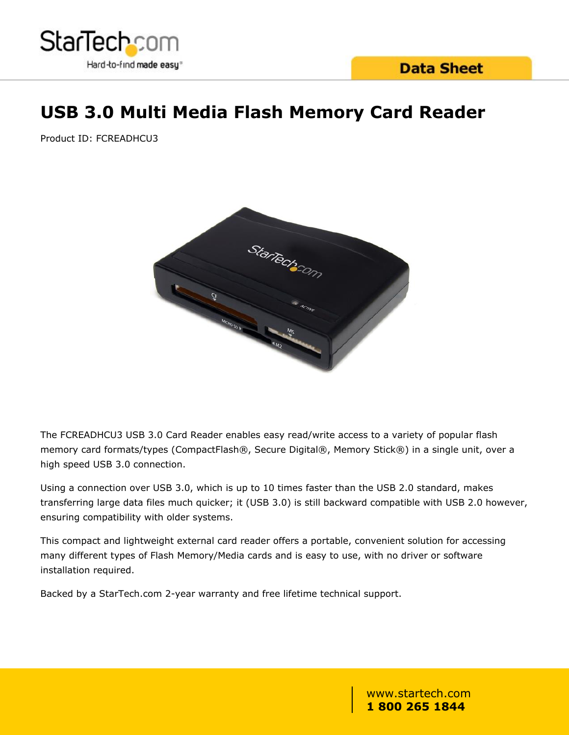# USB 3.0 Multi Media Flash Memory Card Reader

Product ID: FCREADHCU3

The FCREADHCU3 USB 3.0 Card Reader enables easy read/write access to a variety of popular flash memory card formats/types (CompactFlash®, Secure Digital®, Memory Stick®) in a single unit, over a high speed USB 3.0 connection.

Using a connection over USB 3.0, which is up to 10 times faster than the USB 2.0 standard, makes transferring large data files much quicker; it (USB 3.0) is still backward compatible with USB 2.0 however, ensuring compatibility with older systems.

This compact and lightweight external card reader offers a portable, convenient solution for accessing many different types of Flash Memory/Media cards and is easy to use, with no driver or software installation required.

Backed by a StarTech.com 2-year warranty and free lifetime technical support.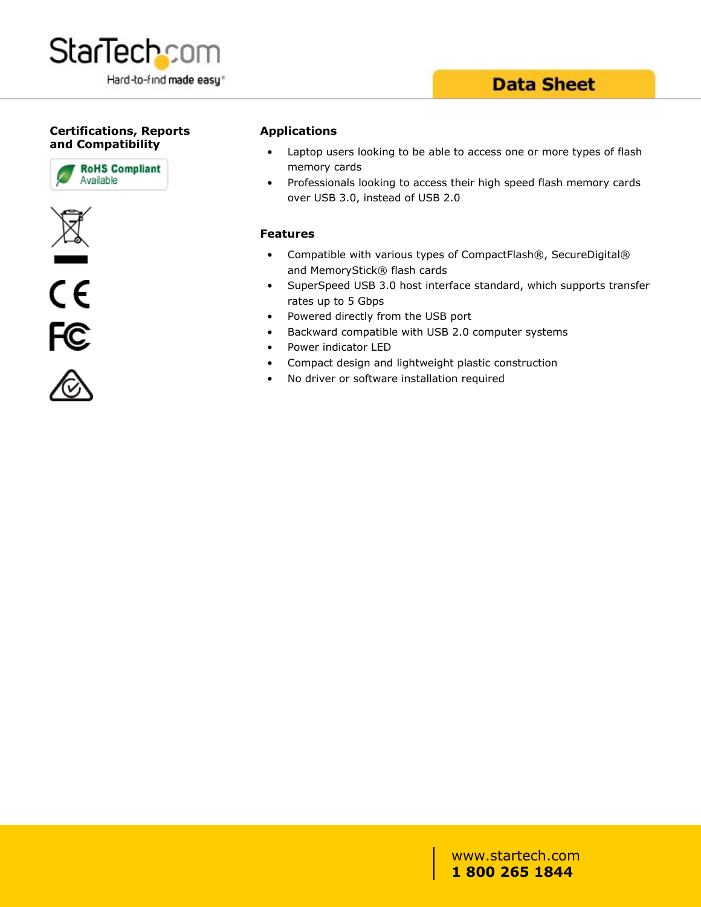## Certifications, Reports and Compatibility

RoHS Compliant Available

## Applications

- Laptop users looking to be able to access one or more types of flash memory cards
- Professionals looking to access their high speed flash memory cards over USB 3.0, instead of USB 2.0

## Features

- Compatible with various types of CompactFlash®, SecureDigital® and MemoryStick® flash cards
- SuperSpeed USB 3.0 host interface standard, which supports transfer rates up to 5 Gbps
- Powered directly from the USB port
- Backward compatible with USB 2.0 computer systems
- Power indicator LED
- Compact design and lightweight plastic construction
- No driver or software installation required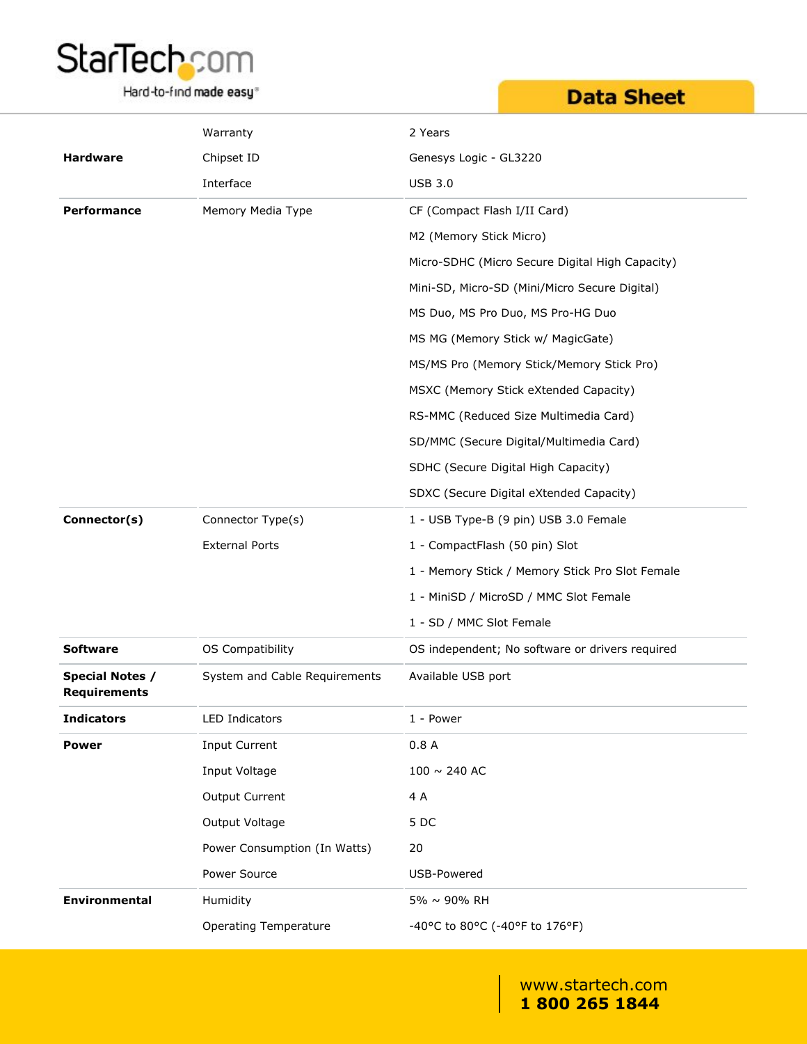| | | |
|---|---|---|
| **Hardware** | Warranty | 2 Years |
| | Chipset ID | Genesys Logic - GL3220 |
| | Interface | USB 3.0 |
| **Performance** | Memory Media Type | CF (Compact Flash I/II Card) |
| | | M2 (Memory Stick Micro) |
| | | Micro-SDHC (Micro Secure Digital High Capacity) |
| | | Mini-SD, Micro-SD (Mini/Micro Secure Digital) |
| | | MS Duo, MS Pro Duo, MS Pro-HG Duo |
| | | MS MG (Memory Stick w/ MagicGate) |
| | | MS/MS Pro (Memory Stick/Memory Stick Pro) |
| | | MSXC (Memory Stick eXtended Capacity) |
| | | RS-MMC (Reduced Size Multimedia Card) |
| | | SD/MMC (Secure Digital/Multimedia Card) |
| | | SDHC (Secure Digital High Capacity) |
| | | SDXC (Secure Digital eXtended Capacity) |
| **Connector(s)** | Connector Type(s) | 1 - USB Type-B (9 pin) USB 3.0 Female |
| | External Ports | 1 - CompactFlash (50 pin) Slot |
| | | 1 - Memory Stick / Memory Stick Pro Slot Female |
| | | 1 - MiniSD / MicroSD / MMC Slot Female |
| | | 1 - SD / MMC Slot Female |
| **Software** | OS Compatibility | OS independent; No software or drivers required |
| **Special Notes / Requirements** | System and Cable Requirements | Available USB port |
| **Indicators** | LED Indicators | 1 - Power |
| **Power** | Input Current | 0.8 A |
| | Input Voltage | 100 ~ 240 AC |
| | Output Current | 4 A |
| | Output Voltage | 5 DC |
| | Power Consumption (In Watts) | 20 |
| | Power Source | USB-Powered |
| **Environmental** | Humidity | 5% ~ 90% RH |
| | Operating Temperature | -40°C to 80°C (-40°F to 176°F) |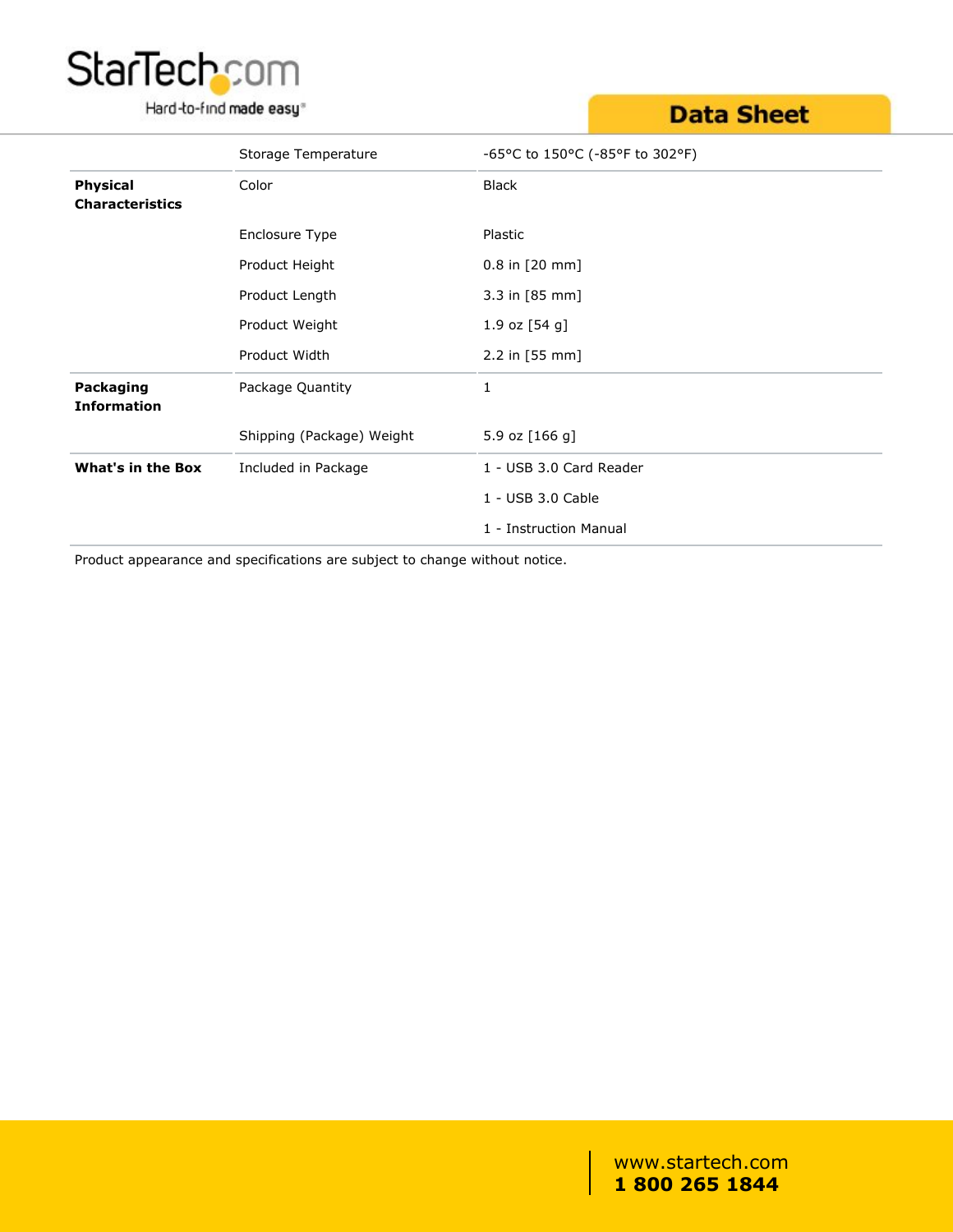| | | |
|---|---|---|
| | Storage Temperature | -65°C to 150°C (-85°F to 302°F) |
| **Physical Characteristics** | Color | Black |
| | Enclosure Type | Plastic |
| | Product Height | 0.8 in [20 mm] |
| | Product Length | 3.3 in [85 mm] |
| | Product Weight | 1.9 oz [54 g] |
| | Product Width | 2.2 in [55 mm] |
| **Packaging Information** | Package Quantity | 1 |
| | Shipping (Package) Weight | 5.9 oz [166 g] |
| **What's in the Box** | Included in Package | 1 - USB 3.0 Card Reader |
| | | 1 - USB 3.0 Cable |
| | | 1 - Instruction Manual |

Product appearance and specifications are subject to change without notice.